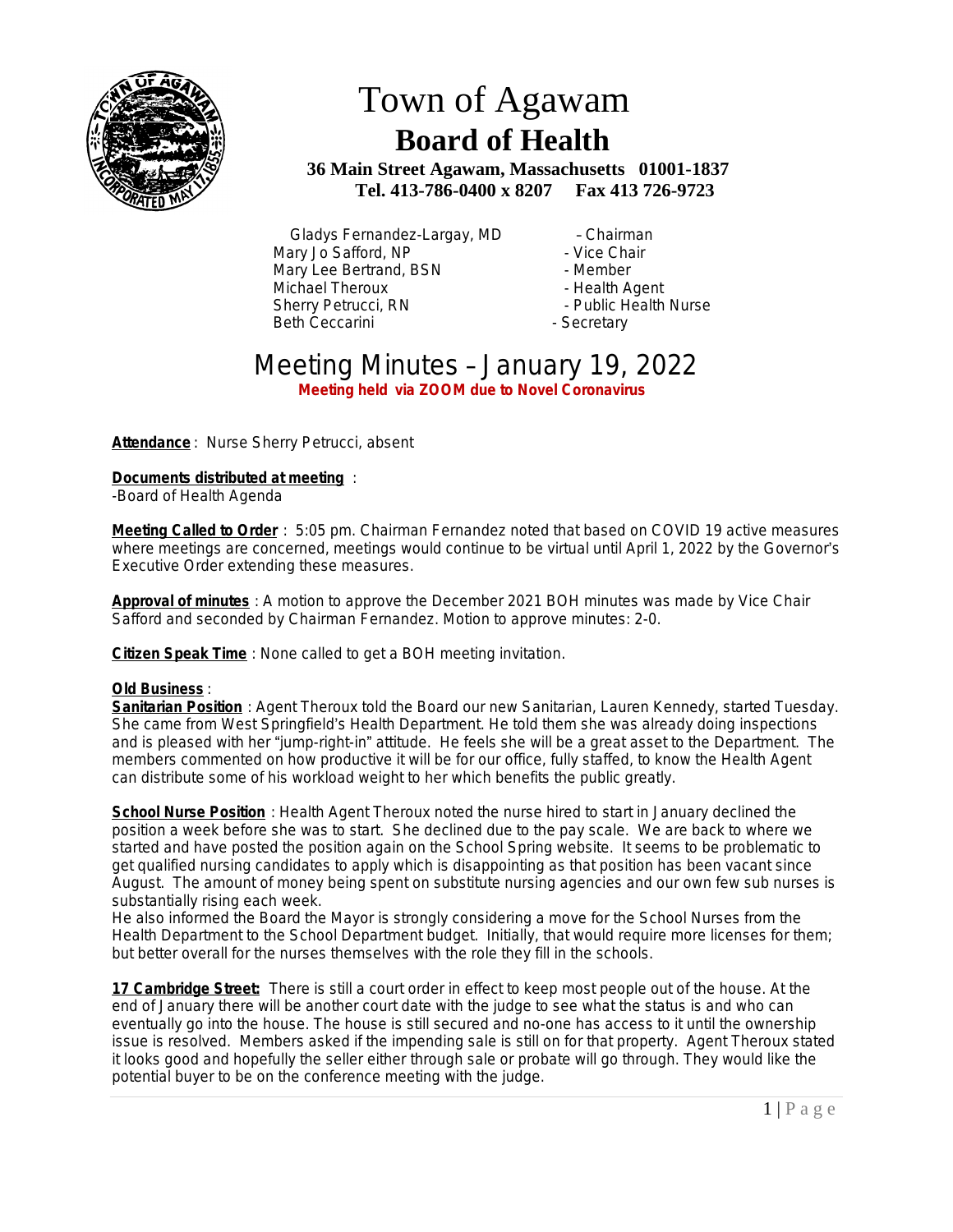# Town of Agawam

## Board of Health

**36 Main Street Agawam, Massachusetts 01001-1837**
**Tel. 413-786-0400 x 8207 Fax 413 726-9723**

Gladys Fernandez-Largay, MD – Chairman
Mary Jo Safford, NP - Vice Chair
Mary Lee Bertrand, BSN - Member
Michael Theroux - Health Agent
Sherry Petrucci, RN - Public Health Nurse
Beth Ceccarini - Secretary

# Meeting Minutes – January 19, 2022

**Meeting held via ZOOM due to Novel Coronavirus**

**Attendance**: Nurse Sherry Petrucci, absent

**Documents distributed at meeting**:
-Board of Health Agenda

**Meeting Called to Order**: 5:05 pm. Chairman Fernandez noted that based on COVID 19 active measures where meetings are concerned, meetings would continue to be virtual until April 1, 2022 by the Governor's Executive Order extending these measures.

**Approval of minutes**: A motion to approve the December 2021 BOH minutes was made by Vice Chair Safford and seconded by Chairman Fernandez. Motion to approve minutes: 2-0.

**Citizen Speak Time**: None called to get a BOH meeting invitation.

**Old Business**:

**Sanitarian Position**: Agent Theroux told the Board our new Sanitarian, Lauren Kennedy, started Tuesday. She came from West Springfield's Health Department. He told them she was already doing inspections and is pleased with her "jump-right-in" attitude. He feels she will be a great asset to the Department. The members commented on how productive it will be for our office, fully staffed, to know the Health Agent can distribute some of his workload weight to her which benefits the public greatly.

**School Nurse Position**: Health Agent Theroux noted the nurse hired to start in January declined the position a week before she was to start. She declined due to the pay scale. We are back to where we started and have posted the position again on the School Spring website. It seems to be problematic to get qualified nursing candidates to apply which is disappointing as that position has been vacant since August. The amount of money being spent on substitute nursing agencies and our own few sub nurses is substantially rising each week.
He also informed the Board the Mayor is strongly considering a move for the School Nurses from the Health Department to the School Department budget. Initially, that would require more licenses for them; but better overall for the nurses themselves with the role they fill in the schools.

**17 Cambridge Street:** There is still a court order in effect to keep most people out of the house. At the end of January there will be another court date with the judge to see what the status is and who can eventually go into the house. The house is still secured and no-one has access to it until the ownership issue is resolved. Members asked if the impending sale is still on for that property. Agent Theroux stated it looks good and hopefully the seller either through sale or probate will go through. They would like the potential buyer to be on the conference meeting with the judge.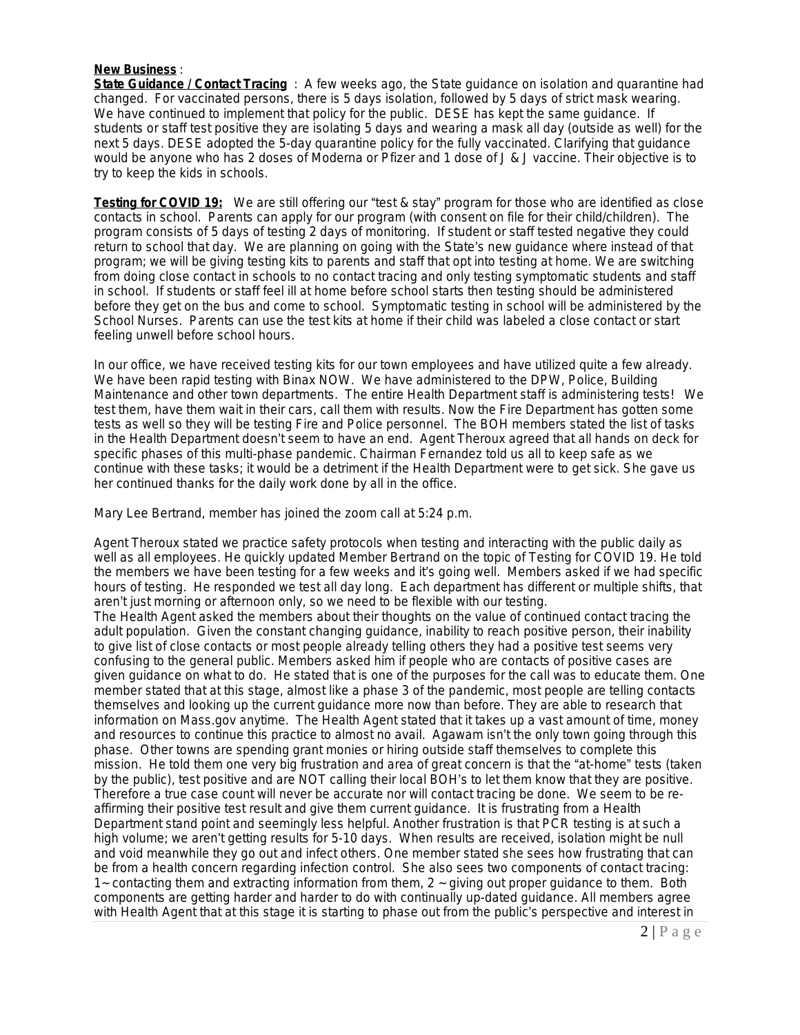**New Business** :

**State Guidance / Contact Tracing** : A few weeks ago, the State guidance on isolation and quarantine had changed. For vaccinated persons, there is 5 days isolation, followed by 5 days of strict mask wearing. We have continued to implement that policy for the public. DESE has kept the same guidance. If students or staff test positive they are isolating 5 days and wearing a mask all day (outside as well) for the next 5 days. DESE adopted the 5-day quarantine policy for the fully vaccinated. Clarifying that guidance would be anyone who has 2 doses of Moderna or Pfizer and 1 dose of J & J vaccine. Their objective is to try to keep the kids in schools.

**Testing for COVID 19:** We are still offering our "test & stay" program for those who are identified as close contacts in school. Parents can apply for our program (with consent on file for their child/children). The program consists of 5 days of testing 2 days of monitoring. If student or staff tested negative they could return to school that day. We are planning on going with the State's new guidance where instead of that program; we will be giving testing kits to parents and staff that opt into testing at home. We are switching from doing close contact in schools to no contact tracing and only testing symptomatic students and staff in school. If students or staff feel ill at home before school starts then testing should be administered before they get on the bus and come to school. Symptomatic testing in school will be administered by the School Nurses. Parents can use the test kits at home if their child was labeled a close contact or start feeling unwell before school hours.

In our office, we have received testing kits for our town employees and have utilized quite a few already. We have been rapid testing with Binax NOW. We have administered to the DPW, Police, Building Maintenance and other town departments. The entire Health Department staff is administering tests! We test them, have them wait in their cars, call them with results. Now the Fire Department has gotten some tests as well so they will be testing Fire and Police personnel. The BOH members stated the list of tasks in the Health Department doesn't seem to have an end. Agent Theroux agreed that all hands on deck for specific phases of this multi-phase pandemic. Chairman Fernandez told us all to keep safe as we continue with these tasks; it would be a detriment if the Health Department were to get sick. She gave us her continued thanks for the daily work done by all in the office.

Mary Lee Bertrand, member has joined the zoom call at 5:24 p.m.

Agent Theroux stated we practice safety protocols when testing and interacting with the public daily as well as all employees. He quickly updated Member Bertrand on the topic of Testing for COVID 19. He told the members we have been testing for a few weeks and it's going well. Members asked if we had specific hours of testing. He responded we test all day long. Each department has different or multiple shifts, that aren't just morning or afternoon only, so we need to be flexible with our testing.

The Health Agent asked the members about their thoughts on the value of continued contact tracing the adult population. Given the constant changing guidance, inability to reach positive person, their inability to give list of close contacts or most people already telling others they had a positive test seems very confusing to the general public. Members asked him if people who are contacts of positive cases are given guidance on what to do. He stated that is one of the purposes for the call was to educate them. One member stated that at this stage, almost like a phase 3 of the pandemic, most people are telling contacts themselves and looking up the current guidance more now than before. They are able to research that information on Mass.gov anytime. The Health Agent stated that it takes up a vast amount of time, money and resources to continue this practice to almost no avail. Agawam isn't the only town going through this phase. Other towns are spending grant monies or hiring outside staff themselves to complete this mission. He told them one very big frustration and area of great concern is that the "at-home" tests (taken by the public), test positive and are NOT calling their local BOH's to let them know that they are positive. Therefore a true case count will never be accurate nor will contact tracing be done. We seem to be re-affirming their positive test result and give them current guidance. It is frustrating from a Health Department stand point and seemingly less helpful. Another frustration is that PCR testing is at such a high volume; we aren't getting results for 5-10 days. When results are received, isolation might be null and void meanwhile they go out and infect others. One member stated she sees how frustrating that can be from a health concern regarding infection control. She also sees two components of contact tracing: 1~ contacting them and extracting information from them, 2 ~ giving out proper guidance to them. Both components are getting harder and harder to do with continually up-dated guidance. All members agree with Health Agent that at this stage it is starting to phase out from the public's perspective and interest in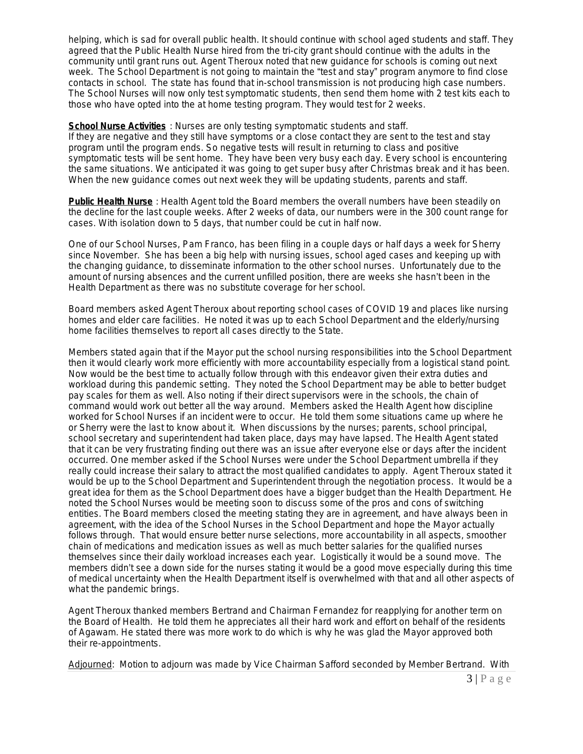helping, which is sad for overall public health. It should continue with school aged students and staff. They agreed that the Public Health Nurse hired from the tri-city grant should continue with the adults in the community until grant runs out. Agent Theroux noted that new guidance for schools is coming out next week. The School Department is not going to maintain the "test and stay" program anymore to find close contacts in school. The state has found that in-school transmission is not producing high case numbers. The School Nurses will now only test symptomatic students, then send them home with 2 test kits each to those who have opted into the at home testing program. They would test for 2 weeks.

**School Nurse Activities** : Nurses are only testing symptomatic students and staff.
If they are negative and they still have symptoms or a close contact they are sent to the test and stay program until the program ends. So negative tests will result in returning to class and positive symptomatic tests will be sent home. They have been very busy each day. Every school is encountering the same situations. We anticipated it was going to get super busy after Christmas break and it has been. When the new guidance comes out next week they will be updating students, parents and staff.

**Public Health Nurse** : Health Agent told the Board members the overall numbers have been steadily on the decline for the last couple weeks. After 2 weeks of data, our numbers were in the 300 count range for cases. With isolation down to 5 days, that number could be cut in half now.

One of our School Nurses, Pam Franco, has been filing in a couple days or half days a week for Sherry since November. She has been a big help with nursing issues, school aged cases and keeping up with the changing guidance, to disseminate information to the other school nurses. Unfortunately due to the amount of nursing absences and the current unfilled position, there are weeks she hasn't been in the Health Department as there was no substitute coverage for her school.

Board members asked Agent Theroux about reporting school cases of COVID 19 and places like nursing homes and elder care facilities. He noted it was up to each School Department and the elderly/nursing home facilities themselves to report all cases directly to the State.

Members stated again that if the Mayor put the school nursing responsibilities into the School Department then it would clearly work more efficiently with more accountability especially from a logistical stand point. Now would be the best time to actually follow through with this endeavor given their extra duties and workload during this pandemic setting. They noted the School Department may be able to better budget pay scales for them as well. Also noting if their direct supervisors were in the schools, the chain of command would work out better all the way around. Members asked the Health Agent how discipline worked for School Nurses if an incident were to occur. He told them some situations came up where he or Sherry were the last to know about it. When discussions by the nurses; parents, school principal, school secretary and superintendent had taken place, days may have lapsed. The Health Agent stated that it can be very frustrating finding out there was an issue after everyone else or days after the incident occurred. One member asked if the School Nurses were under the School Department umbrella if they really could increase their salary to attract the most qualified candidates to apply. Agent Theroux stated it would be up to the School Department and Superintendent through the negotiation process. It would be a great idea for them as the School Department does have a bigger budget than the Health Department. He noted the School Nurses would be meeting soon to discuss some of the pros and cons of switching entities. The Board members closed the meeting stating they are in agreement, and have always been in agreement, with the idea of the School Nurses in the School Department and hope the Mayor actually follows through. That would ensure better nurse selections, more accountability in all aspects, smoother chain of medications and medication issues as well as much better salaries for the qualified nurses themselves since their daily workload increases each year. Logistically it would be a sound move. The members didn't see a down side for the nurses stating it would be a good move especially during this time of medical uncertainty when the Health Department itself is overwhelmed with that and all other aspects of what the pandemic brings.

Agent Theroux thanked members Bertrand and Chairman Fernandez for reapplying for another term on the Board of Health. He told them he appreciates all their hard work and effort on behalf of the residents of Agawam. He stated there was more work to do which is why he was glad the Mayor approved both their re-appointments.

Adjourned: Motion to adjourn was made by Vice Chairman Safford seconded by Member Bertrand. With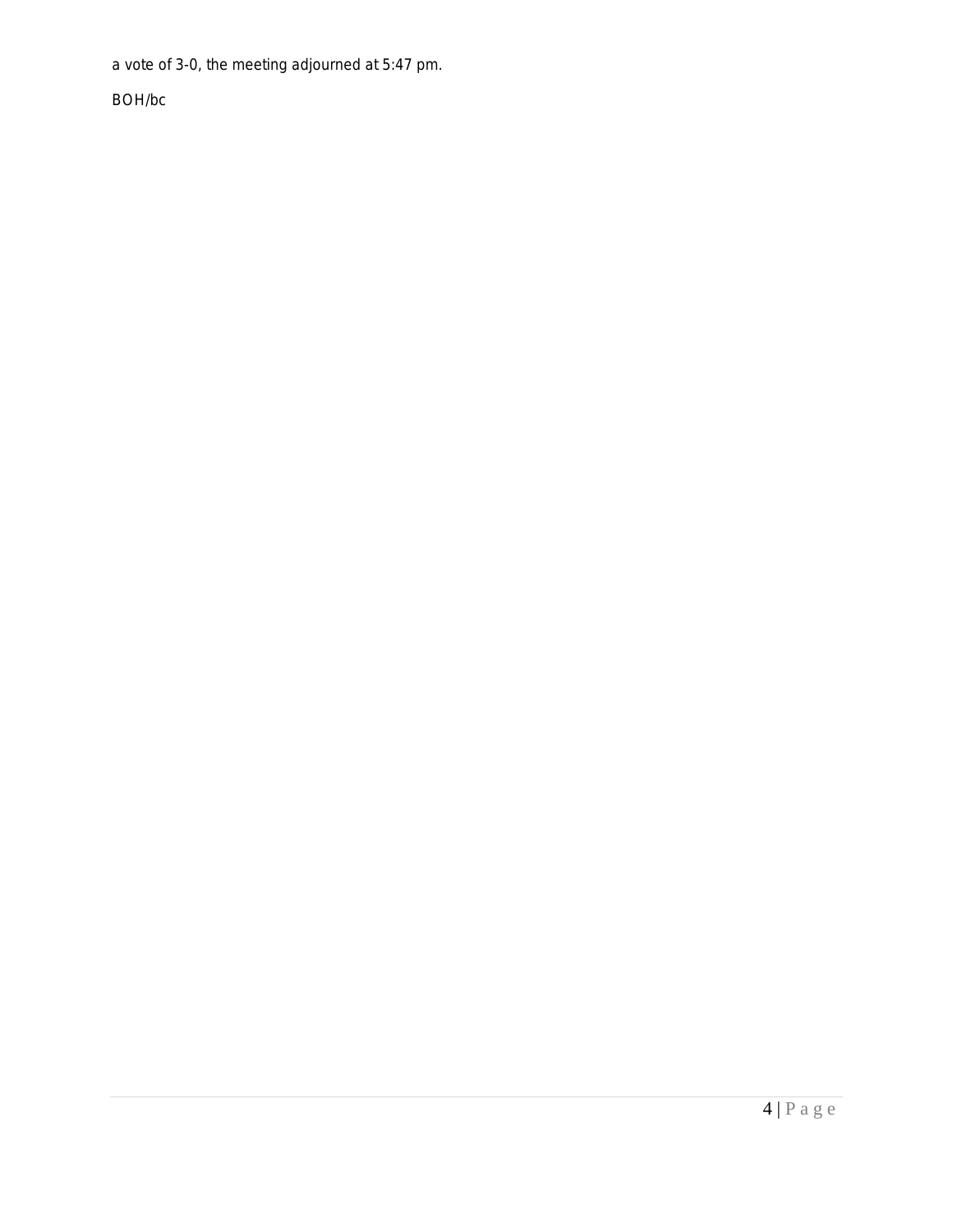a vote of 3-0, the meeting adjourned at 5:47 pm.

BOH/bc